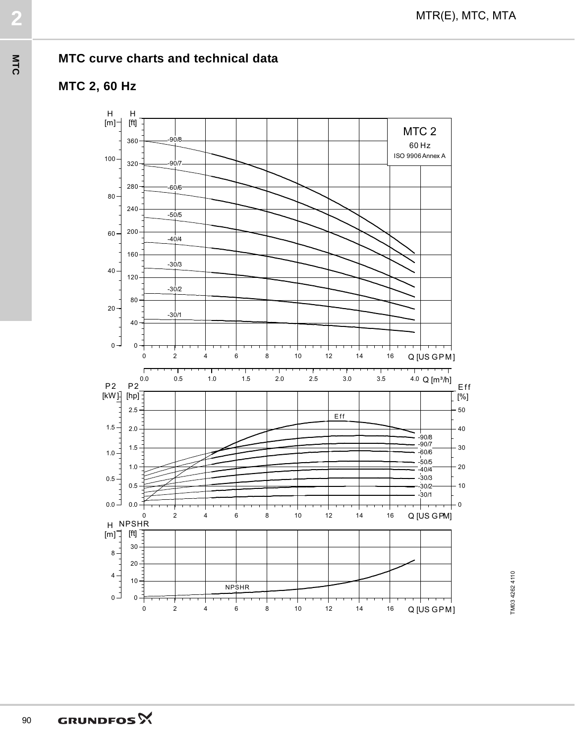## MTC curve charts and technical data

### MTC 2, 60 Hz

MTC 2
60 Hz
ISO 9906 Annex A

H [m] H [ft]

-90/8
-90/7
-60/6
-50/5
-40/4
-30/3
-30/2
-30/1

Q [US GPM]

Q [m³/h]

P2 [kW] P2 [hp]

Eff [%]

Eff

-90/8
-90/7
-60/6
-50/5
-40/4
-30/3
-30/2
-30/1

Q [US GPM]

H [m] NPSHR [ft]

NPSHR

Q [US GPM]

TM03 4262 4110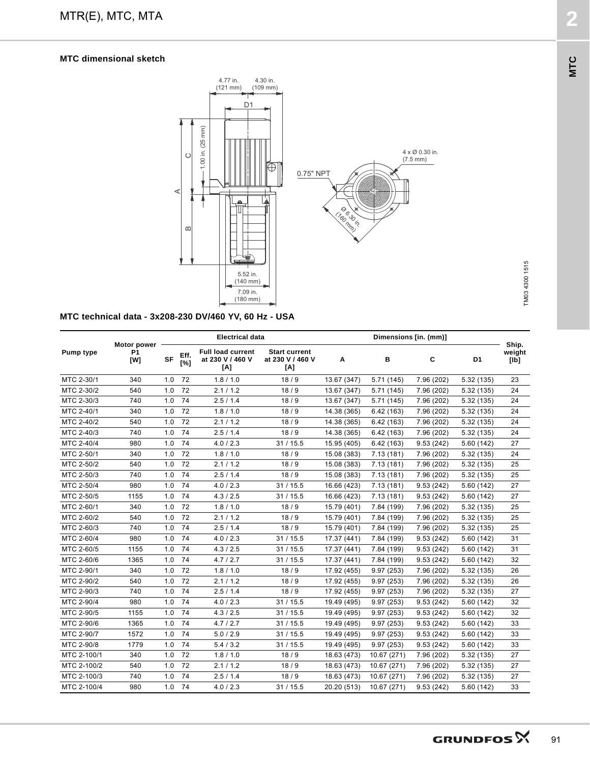## MTC dimensional sketch

4.77 in. (121 mm) 4.30 in. (109 mm)

D1

C 1.00 in. (25 mm)

A

B

4 x Ø 0.30 in. (7.5 mm)

0.75" NPT

Ø 6.30 in. (160 mm)

5.52 in. (140 mm)

7.09 in. (180 mm)

TM03 4300 1515

## MTC technical data - 3x208-230 DV/460 YV, 60 Hz - USA

| Pump type | Motor power P1 [W] | Electrical data | | | | Dimensions [in. (mm)] | | | | Ship. weight [lb] |
|---|---|---|---|---|---|---|---|---|---|---|
| | | SF | Eff. [%] | Full load current at 230 V / 460 V [A] | Start current at 230 V / 460 V [A] | A | B | C | D1 | |
| MTC 2-30/1 | 340 | 1.0 | 72 | 1.8 / 1.0 | 18 / 9 | 13.67 (347) | 5.71 (145) | 7.96 (202) | 5.32 (135) | 23 |
| MTC 2-30/2 | 540 | 1.0 | 72 | 2.1 / 1.2 | 18 / 9 | 13.67 (347) | 5.71 (145) | 7.96 (202) | 5.32 (135) | 24 |
| MTC 2-30/3 | 740 | 1.0 | 74 | 2.5 / 1.4 | 18 / 9 | 13.67 (347) | 5.71 (145) | 7.96 (202) | 5.32 (135) | 24 |
| MTC 2-40/1 | 340 | 1.0 | 72 | 1.8 / 1.0 | 18 / 9 | 14.38 (365) | 6.42 (163) | 7.96 (202) | 5.32 (135) | 24 |
| MTC 2-40/2 | 540 | 1.0 | 72 | 2.1 / 1.2 | 18 / 9 | 14.38 (365) | 6.42 (163) | 7.96 (202) | 5.32 (135) | 24 |
| MTC 2-40/3 | 740 | 1.0 | 74 | 2.5 / 1.4 | 18 / 9 | 14.38 (365) | 6.42 (163) | 7.96 (202) | 5.32 (135) | 24 |
| MTC 2-40/4 | 980 | 1.0 | 74 | 4.0 / 2.3 | 31 / 15.5 | 15.95 (405) | 6.42 (163) | 9.53 (242) | 5.60 (142) | 27 |
| MTC 2-50/1 | 340 | 1.0 | 72 | 1.8 / 1.0 | 18 / 9 | 15.08 (383) | 7.13 (181) | 7.96 (202) | 5.32 (135) | 24 |
| MTC 2-50/2 | 540 | 1.0 | 72 | 2.1 / 1.2 | 18 / 9 | 15.08 (383) | 7.13 (181) | 7.96 (202) | 5.32 (135) | 25 |
| MTC 2-50/3 | 740 | 1.0 | 74 | 2.5 / 1.4 | 18 / 9 | 15.08 (383) | 7.13 (181) | 7.96 (202) | 5.32 (135) | 25 |
| MTC 2-50/4 | 980 | 1.0 | 74 | 4.0 / 2.3 | 31 / 15.5 | 16.66 (423) | 7.13 (181) | 9.53 (242) | 5.60 (142) | 27 |
| MTC 2-50/5 | 1155 | 1.0 | 74 | 4.3 / 2.5 | 31 / 15.5 | 16.66 (423) | 7.13 (181) | 9.53 (242) | 5.60 (142) | 27 |
| MTC 2-60/1 | 340 | 1.0 | 72 | 1.8 / 1.0 | 18 / 9 | 15.79 (401) | 7.84 (199) | 7.96 (202) | 5.32 (135) | 25 |
| MTC 2-60/2 | 540 | 1.0 | 72 | 2.1 / 1.2 | 18 / 9 | 15.79 (401) | 7.84 (199) | 7.96 (202) | 5.32 (135) | 25 |
| MTC 2-60/3 | 740 | 1.0 | 74 | 2.5 / 1.4 | 18 / 9 | 15.79 (401) | 7.84 (199) | 7.96 (202) | 5.32 (135) | 25 |
| MTC 2-60/4 | 980 | 1.0 | 74 | 4.0 / 2.3 | 31 / 15.5 | 17.37 (441) | 7.84 (199) | 9.53 (242) | 5.60 (142) | 31 |
| MTC 2-60/5 | 1155 | 1.0 | 74 | 4.3 / 2.5 | 31 / 15.5 | 17.37 (441) | 7.84 (199) | 9.53 (242) | 5.60 (142) | 31 |
| MTC 2-60/6 | 1365 | 1.0 | 74 | 4.7 / 2.7 | 31 / 15.5 | 17.37 (441) | 7.84 (199) | 9.53 (242) | 5.60 (142) | 32 |
| MTC 2-90/1 | 340 | 1.0 | 72 | 1.8 / 1.0 | 18 / 9 | 17.92 (455) | 9.97 (253) | 7.96 (202) | 5.32 (135) | 26 |
| MTC 2-90/2 | 540 | 1.0 | 72 | 2.1 / 1.2 | 18 / 9 | 17.92 (455) | 9.97 (253) | 7.96 (202) | 5.32 (135) | 26 |
| MTC 2-90/3 | 740 | 1.0 | 74 | 2.5 / 1.4 | 18 / 9 | 17.92 (455) | 9.97 (253) | 7.96 (202) | 5.32 (135) | 27 |
| MTC 2-90/4 | 980 | 1.0 | 74 | 4.0 / 2.3 | 31 / 15.5 | 19.49 (495) | 9.97 (253) | 9.53 (242) | 5.60 (142) | 32 |
| MTC 2-90/5 | 1155 | 1.0 | 74 | 4.3 / 2.5 | 31 / 15.5 | 19.49 (495) | 9.97 (253) | 9.53 (242) | 5.60 (142) | 32 |
| MTC 2-90/6 | 1365 | 1.0 | 74 | 4.7 / 2.7 | 31 / 15.5 | 19.49 (495) | 9.97 (253) | 9.53 (242) | 5.60 (142) | 33 |
| MTC 2-90/7 | 1572 | 1.0 | 74 | 5.0 / 2.9 | 31 / 15.5 | 19.49 (495) | 9.97 (253) | 9.53 (242) | 5.60 (142) | 33 |
| MTC 2-90/8 | 1779 | 1.0 | 74 | 5.4 / 3.2 | 31 / 15.5 | 19.49 (495) | 9.97 (253) | 9.53 (242) | 5.60 (142) | 33 |
| MTC 2-100/1 | 340 | 1.0 | 72 | 1.8 / 1.0 | 18 / 9 | 18.63 (473) | 10.67 (271) | 7.96 (202) | 5.32 (135) | 27 |
| MTC 2-100/2 | 540 | 1.0 | 72 | 2.1 / 1.2 | 18 / 9 | 18.63 (473) | 10.67 (271) | 7.96 (202) | 5.32 (135) | 27 |
| MTC 2-100/3 | 740 | 1.0 | 74 | 2.5 / 1.4 | 18 / 9 | 18.63 (473) | 10.67 (271) | 7.96 (202) | 5.32 (135) | 27 |
| MTC 2-100/4 | 980 | 1.0 | 74 | 4.0 / 2.3 | 31 / 15.5 | 20.20 (513) | 10.67 (271) | 9.53 (242) | 5.60 (142) | 33 |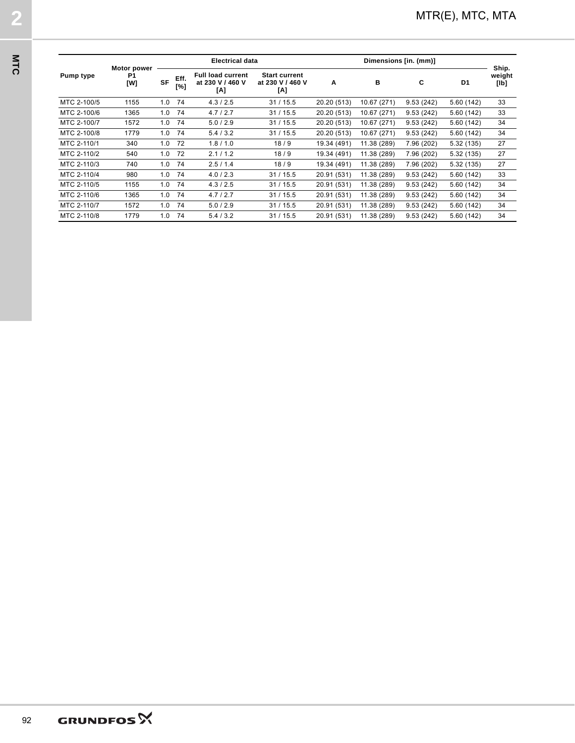| Pump type | Motor power P1 [W] | Electrical data | | | | Dimensions [in. (mm)] | | | | Ship. weight [lb] |
|---|---|---|---|---|---|---|---|---|---|---|
| | | SF | Eff. [%] | Full load current at 230 V / 460 V [A] | Start current at 230 V / 460 V [A] | A | B | C | D1 | |
| MTC 2-100/5 | 1155 | 1.0 | 74 | 4.3 / 2.5 | 31 / 15.5 | 20.20 (513) | 10.67 (271) | 9.53 (242) | 5.60 (142) | 33 |
| MTC 2-100/6 | 1365 | 1.0 | 74 | 4.7 / 2.7 | 31 / 15.5 | 20.20 (513) | 10.67 (271) | 9.53 (242) | 5.60 (142) | 33 |
| MTC 2-100/7 | 1572 | 1.0 | 74 | 5.0 / 2.9 | 31 / 15.5 | 20.20 (513) | 10.67 (271) | 9.53 (242) | 5.60 (142) | 34 |
| MTC 2-100/8 | 1779 | 1.0 | 74 | 5.4 / 3.2 | 31 / 15.5 | 20.20 (513) | 10.67 (271) | 9.53 (242) | 5.60 (142) | 34 |
| MTC 2-110/1 | 340 | 1.0 | 72 | 1.8 / 1.0 | 18 / 9 | 19.34 (491) | 11.38 (289) | 7.96 (202) | 5.32 (135) | 27 |
| MTC 2-110/2 | 540 | 1.0 | 72 | 2.1 / 1.2 | 18 / 9 | 19.34 (491) | 11.38 (289) | 7.96 (202) | 5.32 (135) | 27 |
| MTC 2-110/3 | 740 | 1.0 | 74 | 2.5 / 1.4 | 18 / 9 | 19.34 (491) | 11.38 (289) | 7.96 (202) | 5.32 (135) | 27 |
| MTC 2-110/4 | 980 | 1.0 | 74 | 4.0 / 2.3 | 31 / 15.5 | 20.91 (531) | 11.38 (289) | 9.53 (242) | 5.60 (142) | 33 |
| MTC 2-110/5 | 1155 | 1.0 | 74 | 4.3 / 2.5 | 31 / 15.5 | 20.91 (531) | 11.38 (289) | 9.53 (242) | 5.60 (142) | 34 |
| MTC 2-110/6 | 1365 | 1.0 | 74 | 4.7 / 2.7 | 31 / 15.5 | 20.91 (531) | 11.38 (289) | 9.53 (242) | 5.60 (142) | 34 |
| MTC 2-110/7 | 1572 | 1.0 | 74 | 5.0 / 2.9 | 31 / 15.5 | 20.91 (531) | 11.38 (289) | 9.53 (242) | 5.60 (142) | 34 |
| MTC 2-110/8 | 1779 | 1.0 | 74 | 5.4 / 3.2 | 31 / 15.5 | 20.91 (531) | 11.38 (289) | 9.53 (242) | 5.60 (142) | 34 |